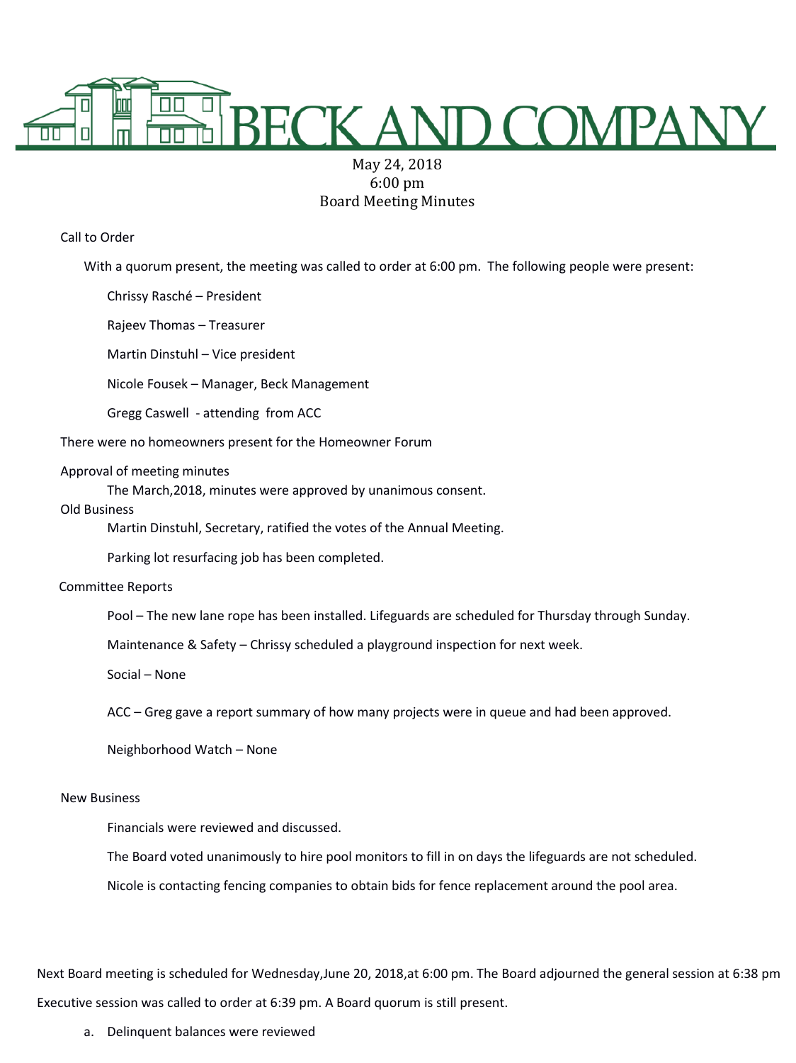# BECK AND COMPANY

May 24, 2018
6:00 pm
Board Meeting Minutes

Call to Order

With a quorum present, the meeting was called to order at 6:00 pm. The following people were present:

Chrissy Rasché – President

Rajeev Thomas – Treasurer

Martin Dinstuhl – Vice president

Nicole Fousek – Manager, Beck Management

Gregg Caswell - attending from ACC

There were no homeowners present for the Homeowner Forum

Approval of meeting minutes

The March,2018, minutes were approved by unanimous consent.

Old Business

Martin Dinstuhl, Secretary, ratified the votes of the Annual Meeting.

Parking lot resurfacing job has been completed.

Committee Reports

Pool – The new lane rope has been installed. Lifeguards are scheduled for Thursday through Sunday.

Maintenance & Safety – Chrissy scheduled a playground inspection for next week.

Social – None

ACC – Greg gave a report summary of how many projects were in queue and had been approved.

Neighborhood Watch – None

New Business

Financials were reviewed and discussed.

The Board voted unanimously to hire pool monitors to fill in on days the lifeguards are not scheduled.

Nicole is contacting fencing companies to obtain bids for fence replacement around the pool area.

Next Board meeting is scheduled for Wednesday,June 20, 2018,at 6:00 pm. The Board adjourned the general session at 6:38 pm

Executive session was called to order at 6:39 pm. A Board quorum is still present.

a. Delinquent balances were reviewed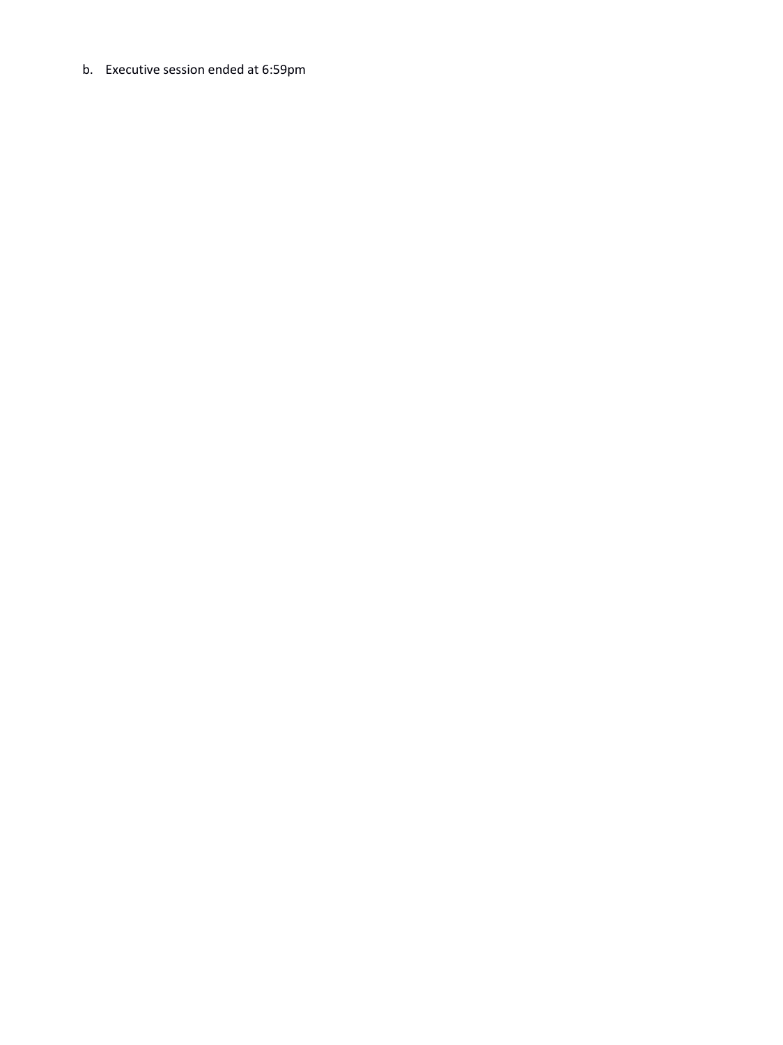b. Executive session ended at 6:59pm